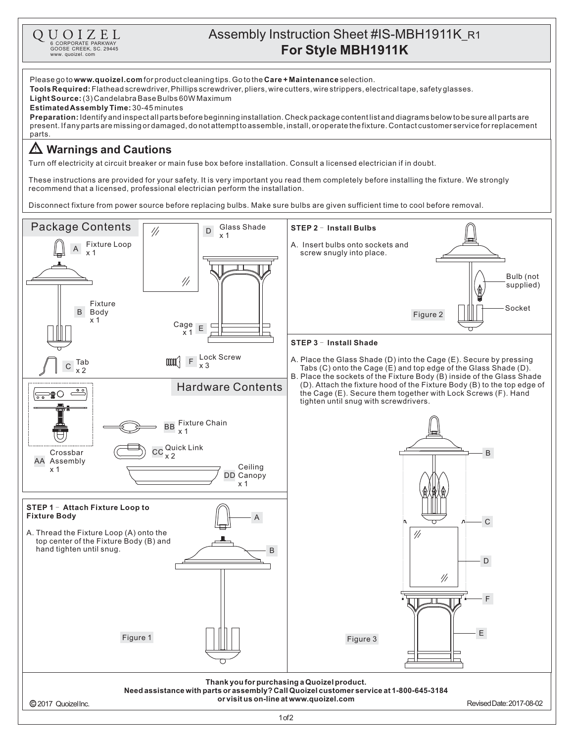QUOIZEL
6 CORPORATE PARKWAY
GOOSE CREEK, SC. 29445
www.quoizel.com

# Assembly Instruction Sheet #IS-MBH1911K_R1
# For Style MBH1911K

Please go to **www.quoizel.com** for product cleaning tips. Go to the **Care + Maintenance** selection.
**Tools Required:** Flathead screwdriver, Phillips screwdriver, pliers, wire cutters, wire strippers, electrical tape, safety glasses.
**Light Source:** (3) Candelabra Base Bulbs 60W Maximum
**Estimated Assembly Time:** 30-45 minutes
**Preparation:** Identify and inspect all parts before beginning installation. Check package content list and diagrams below to be sure all parts are present. If any parts are missing or damaged, do not attempt to assemble, install, or operate the fixture. Contact customer service for replacement parts.

## ⚠ Warnings and Cautions

Turn off electricity at circuit breaker or main fuse box before installation. Consult a licensed electrician if in doubt.

These instructions are provided for your safety. It is very important you read them completely before installing the fixture. We strongly recommend that a licensed, professional electrician perform the installation.

Disconnect fixture from power source before replacing bulbs. Make sure bulbs are given sufficient time to cool before removal.

## Package Contents

- A Fixture Loop x 1
- B Fixture Body x 1
- C Tab x 2
- D Glass Shade x 1
- E Cage x 1
- F Lock Screw x 3

## Hardware Contents

- AA Crossbar Assembly x 1
- BB Fixture Chain x 1
- CC Quick Link x 2
- DD Ceiling Canopy x 1

### STEP 1 – Attach Fixture Loop to Fixture Body

A. Thread the Fixture Loop (A) onto the top center of the Fixture Body (B) and hand tighten until snug.

Figure 1

### STEP 2 – Install Bulbs

A. Insert bulbs onto sockets and screw snugly into place.

Bulb (not supplied)
Socket

Figure 2

### STEP 3 – Install Shade

A. Place the Glass Shade (D) into the Cage (E). Secure by pressing Tabs (C) onto the Cage (E) and top edge of the Glass Shade (D).
B. Place the sockets of the Fixture Body (B) inside of the Glass Shade (D). Attach the fixture hood of the Fixture Body (B) to the top edge of the Cage (E). Secure them together with Lock Screws (F). Hand tighten until snug with screwdrivers.

Figure 3

**Thank you for purchasing a Quoizel product.**
**Need assistance with parts or assembly? Call Quoizel customer service at 1-800-645-3184 or visit us on-line at www.quoizel.com**

© 2017 Quoizel Inc.
Revised Date: 2017-08-02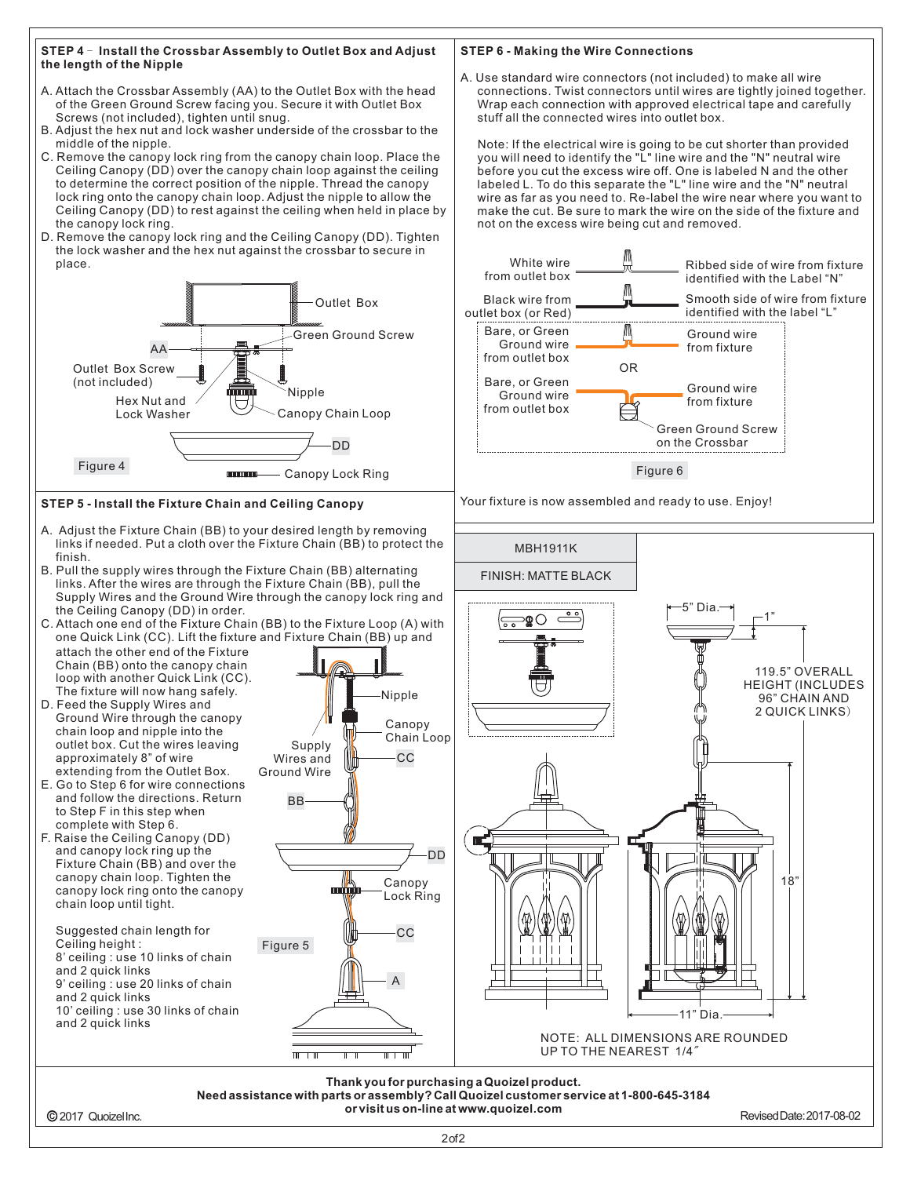### STEP 4 – Install the Crossbar Assembly to Outlet Box and Adjust the length of the Nipple

A. Attach the Crossbar Assembly (AA) to the Outlet Box with the head of the Green Ground Screw facing you. Secure it with Outlet Box Screws (not included), tighten until snug.
B. Adjust the hex nut and lock washer underside of the crossbar to the middle of the nipple.
C. Remove the canopy lock ring from the canopy chain loop. Place the Ceiling Canopy (DD) over the canopy chain loop against the ceiling to determine the correct position of the nipple. Thread the canopy lock ring onto the canopy chain loop. Adjust the nipple to allow the Ceiling Canopy (DD) to rest against the ceiling when held in place by the canopy lock ring.
D. Remove the canopy lock ring and the Ceiling Canopy (DD). Tighten the lock washer and the hex nut against the crossbar to secure in place.

Outlet Box
Green Ground Screw
AA
Outlet Box Screw (not included)
Nipple
Hex Nut and Lock Washer
Canopy Chain Loop
DD
Canopy Lock Ring

Figure 4

### STEP 5 - Install the Fixture Chain and Ceiling Canopy

A. Adjust the Fixture Chain (BB) to your desired length by removing links if needed. Put a cloth over the Fixture Chain (BB) to protect the finish.
B. Pull the supply wires through the Fixture Chain (BB) alternating links. After the wires are through the Fixture Chain (BB), pull the Supply Wires and the Ground Wire through the canopy lock ring and the Ceiling Canopy (DD) in order.
C. Attach one end of the Fixture Chain (BB) to the Fixture Loop (A) with one Quick Link (CC). Lift the fixture and Fixture Chain (BB) up and attach the other end of the Fixture Chain (BB) onto the canopy chain loop with another Quick Link (CC). The fixture will now hang safely.
D. Feed the Supply Wires and Ground Wire through the canopy chain loop and nipple into the outlet box. Cut the wires leaving approximately 8" of wire extending from the Outlet Box.
E. Go to Step 6 for wire connections and follow the directions. Return to Step F in this step when complete with Step 6.
F. Raise the Ceiling Canopy (DD) and canopy lock ring up the Fixture Chain (BB) and over the canopy chain loop. Tighten the canopy lock ring onto the canopy chain loop until tight.

Suggested chain length for Ceiling height :
8' ceiling : use 10 links of chain and 2 quick links
9' ceiling : use 20 links of chain and 2 quick links
10' ceiling : use 30 links of chain and 2 quick links

Nipple
Canopy Chain Loop
Supply Wires and Ground Wire
CC
BB
DD
Canopy Lock Ring
CC
A

Figure 5

### STEP 6 - Making the Wire Connections

A. Use standard wire connectors (not included) to make all wire connections. Twist connectors until wires are tightly joined together. Wrap each connection with approved electrical tape and carefully stuff all the connected wires into outlet box.

Note: If the electrical wire is going to be cut shorter than provided you will need to identify the "L" line wire and the "N" neutral wire before you cut the excess wire off. One is labeled N and the other labeled L. To do this separate the "L" line wire and the "N" neutral wire as far as you need to. Re-label the wire near where you want to make the cut. Be sure to mark the wire on the side of the fixture and not on the excess wire being cut and removed.

White wire from outlet box — Ribbed side of wire from fixture identified with the Label "N"
Black wire from outlet box (or Red) — Smooth side of wire from fixture identified with the label "L"
Bare, or Green Ground wire from outlet box — Ground wire from fixture
OR
Bare, or Green Ground wire from outlet box — Ground wire from fixture
Green Ground Screw on the Crossbar

Figure 6

Your fixture is now assembled and ready to use. Enjoy!

MBH1911K

FINISH: MATTE BLACK

5" Dia.
1"
119.5" OVERALL HEIGHT (INCLUDES 96" CHAIN AND 2 QUICK LINKS)
18"
11" Dia.

NOTE: ALL DIMENSIONS ARE ROUNDED UP TO THE NEAREST 1/4"

**Thank you for purchasing a Quoizel product.**
**Need assistance with parts or assembly? Call Quoizel customer service at 1-800-645-3184 or visit us on-line at www.quoizel.com**

© 2017 Quoizel Inc. Revised Date: 2017-08-02